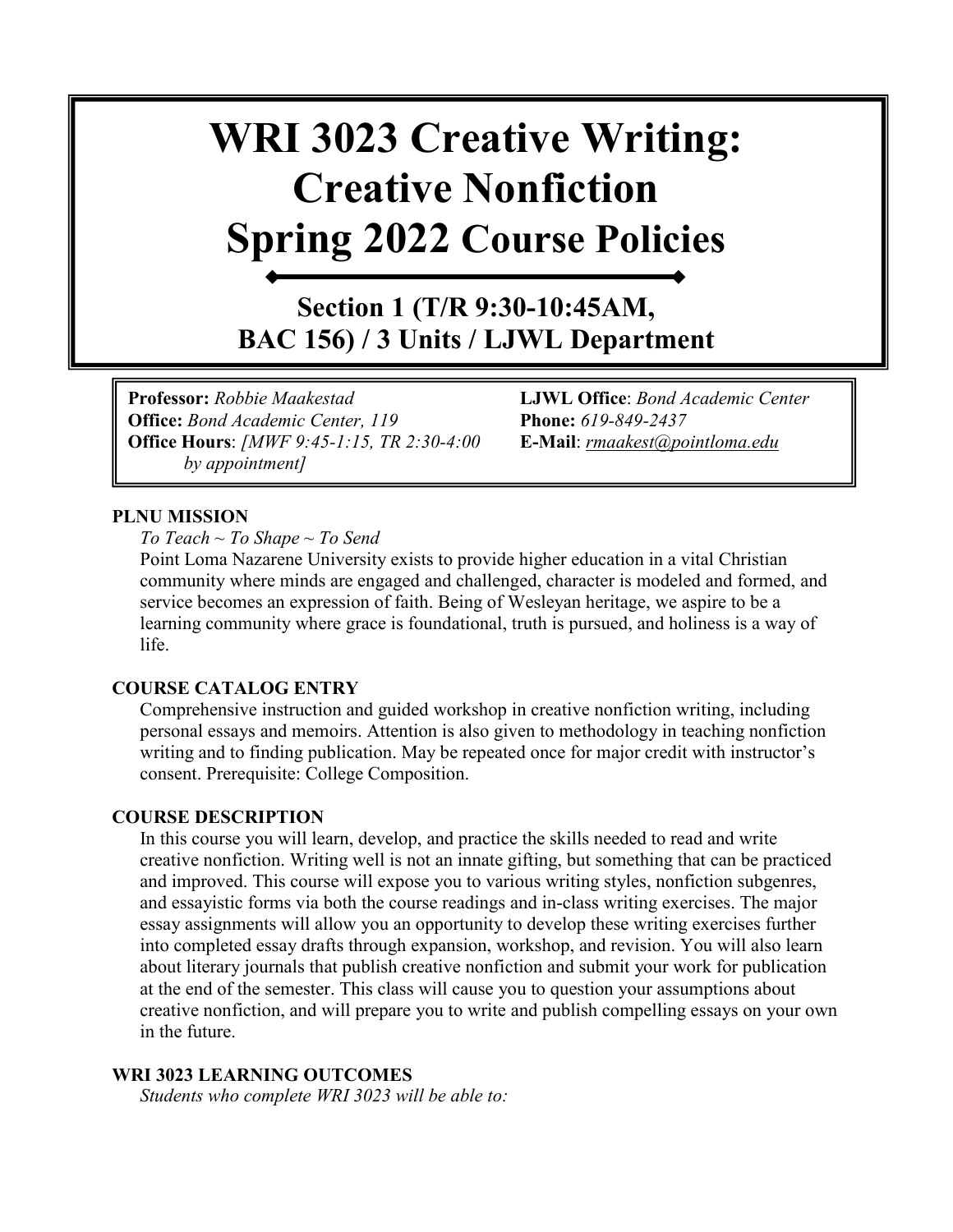# WRI 3023 Creative Writing: Creative Nonfiction Spring 2022 Course Policies

## Section 1 (T/R 9:30-10:45AM, BAC 156) / 3 Units / LJWL Department

**Professor:** *Robbie Maakestad*
**Office:** *Bond Academic Center, 119*
**Office Hours**: *[MWF 9:45-1:15, TR 2:30-4:00 by appointment]*

**LJWL Office**: *Bond Academic Center*
**Phone:** *619-849-2437*
**E-Mail**: *rmaakest@pointloma.edu*

**PLNU MISSION**

*To Teach ~ To Shape ~ To Send*

Point Loma Nazarene University exists to provide higher education in a vital Christian community where minds are engaged and challenged, character is modeled and formed, and service becomes an expression of faith. Being of Wesleyan heritage, we aspire to be a learning community where grace is foundational, truth is pursued, and holiness is a way of life.

**COURSE CATALOG ENTRY**

Comprehensive instruction and guided workshop in creative nonfiction writing, including personal essays and memoirs. Attention is also given to methodology in teaching nonfiction writing and to finding publication. May be repeated once for major credit with instructor's consent. Prerequisite: College Composition.

**COURSE DESCRIPTION**

In this course you will learn, develop, and practice the skills needed to read and write creative nonfiction. Writing well is not an innate gifting, but something that can be practiced and improved. This course will expose you to various writing styles, nonfiction subgenres, and essayistic forms via both the course readings and in-class writing exercises. The major essay assignments will allow you an opportunity to develop these writing exercises further into completed essay drafts through expansion, workshop, and revision. You will also learn about literary journals that publish creative nonfiction and submit your work for publication at the end of the semester. This class will cause you to question your assumptions about creative nonfiction, and will prepare you to write and publish compelling essays on your own in the future.

**WRI 3023 LEARNING OUTCOMES**

*Students who complete WRI 3023 will be able to:*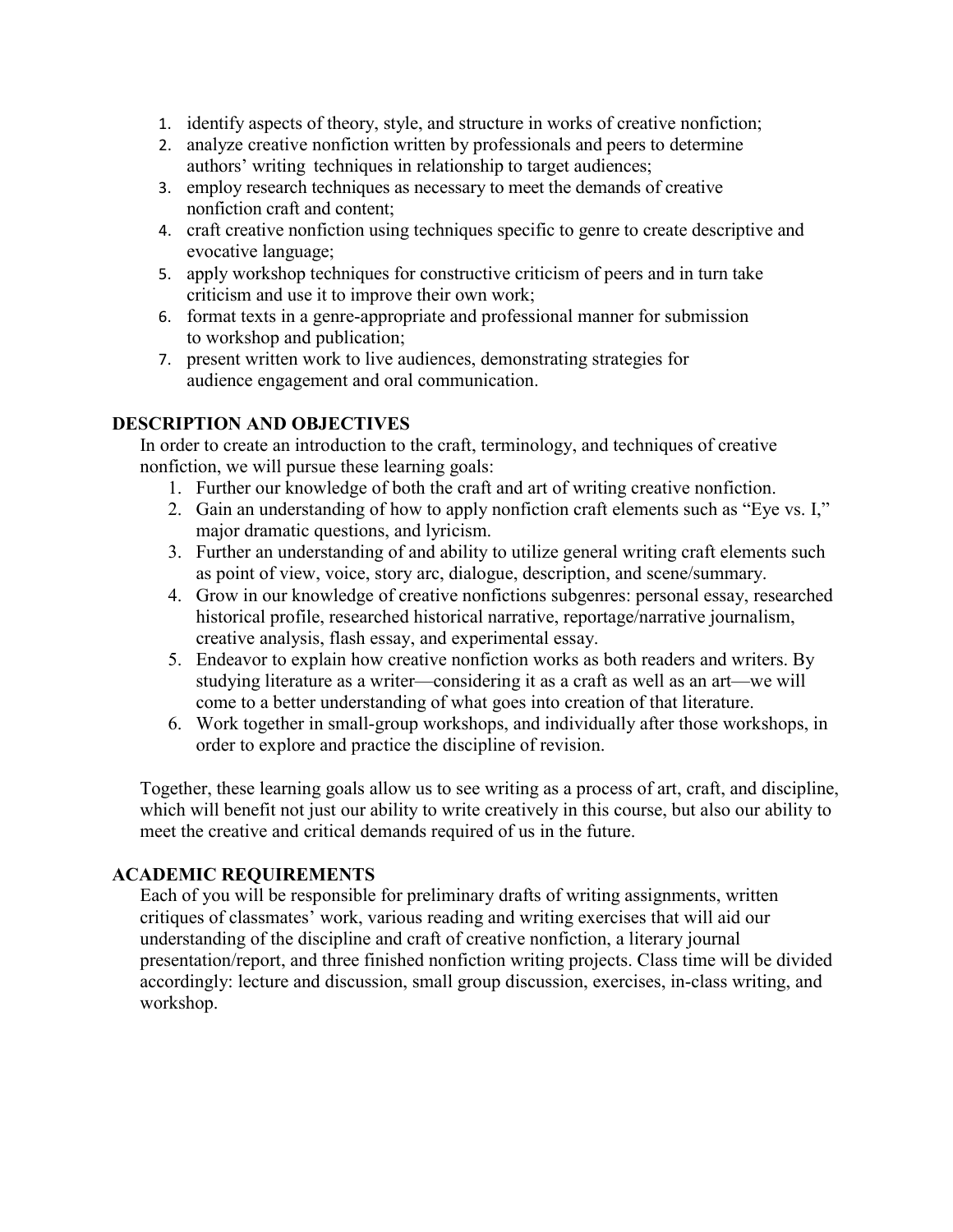1. identify aspects of theory, style, and structure in works of creative nonfiction;
2. analyze creative nonfiction written by professionals and peers to determine authors' writing techniques in relationship to target audiences;
3. employ research techniques as necessary to meet the demands of creative nonfiction craft and content;
4. craft creative nonfiction using techniques specific to genre to create descriptive and evocative language;
5. apply workshop techniques for constructive criticism of peers and in turn take criticism and use it to improve their own work;
6. format texts in a genre-appropriate and professional manner for submission to workshop and publication;
7. present written work to live audiences, demonstrating strategies for audience engagement and oral communication.

## DESCRIPTION AND OBJECTIVES

In order to create an introduction to the craft, terminology, and techniques of creative nonfiction, we will pursue these learning goals:

1. Further our knowledge of both the craft and art of writing creative nonfiction.
2. Gain an understanding of how to apply nonfiction craft elements such as "Eye vs. I," major dramatic questions, and lyricism.
3. Further an understanding of and ability to utilize general writing craft elements such as point of view, voice, story arc, dialogue, description, and scene/summary.
4. Grow in our knowledge of creative nonfictions subgenres: personal essay, researched historical profile, researched historical narrative, reportage/narrative journalism, creative analysis, flash essay, and experimental essay.
5. Endeavor to explain how creative nonfiction works as both readers and writers. By studying literature as a writer—considering it as a craft as well as an art—we will come to a better understanding of what goes into creation of that literature.
6. Work together in small-group workshops, and individually after those workshops, in order to explore and practice the discipline of revision.

Together, these learning goals allow us to see writing as a process of art, craft, and discipline, which will benefit not just our ability to write creatively in this course, but also our ability to meet the creative and critical demands required of us in the future.

## ACADEMIC REQUIREMENTS

Each of you will be responsible for preliminary drafts of writing assignments, written critiques of classmates' work, various reading and writing exercises that will aid our understanding of the discipline and craft of creative nonfiction, a literary journal presentation/report, and three finished nonfiction writing projects. Class time will be divided accordingly: lecture and discussion, small group discussion, exercises, in-class writing, and workshop.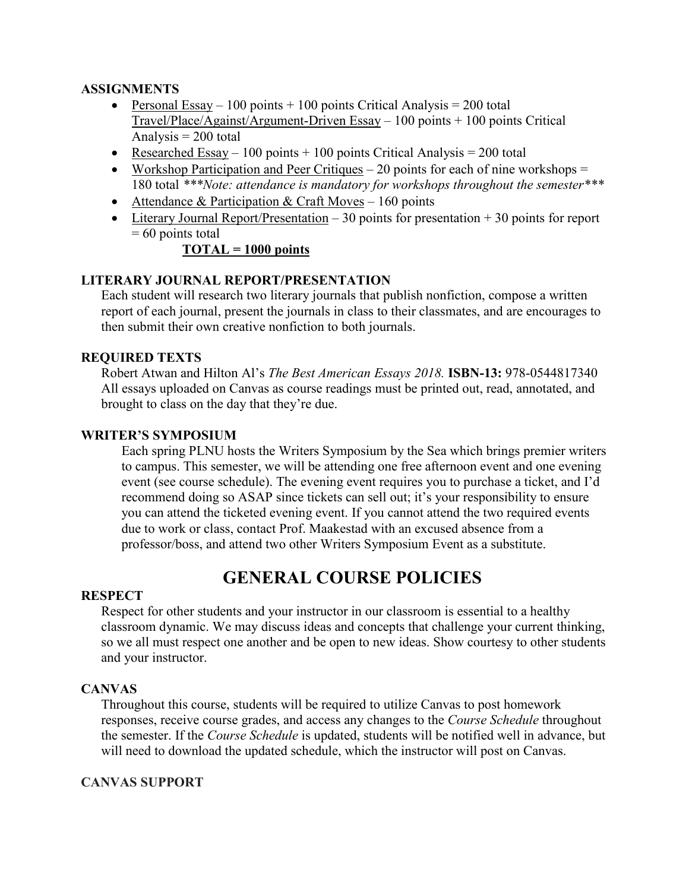### ASSIGNMENTS

- Personal Essay – 100 points + 100 points Critical Analysis = 200 total
  Travel/Place/Against/Argument-Driven Essay – 100 points + 100 points Critical Analysis = 200 total
- Researched Essay – 100 points + 100 points Critical Analysis = 200 total
- Workshop Participation and Peer Critiques – 20 points for each of nine workshops = 180 total *\*\*\*Note: attendance is mandatory for workshops throughout the semester\*\*\**
- Attendance & Participation & Craft Moves – 160 points
- Literary Journal Report/Presentation – 30 points for presentation + 30 points for report = 60 points total

**TOTAL = 1000 points**

### LITERARY JOURNAL REPORT/PRESENTATION

Each student will research two literary journals that publish nonfiction, compose a written report of each journal, present the journals in class to their classmates, and are encourages to then submit their own creative nonfiction to both journals.

### REQUIRED TEXTS

Robert Atwan and Hilton Al's *The Best American Essays 2018.* **ISBN-13:** 978-0544817340
All essays uploaded on Canvas as course readings must be printed out, read, annotated, and brought to class on the day that they're due.

### WRITER'S SYMPOSIUM

Each spring PLNU hosts the Writers Symposium by the Sea which brings premier writers to campus. This semester, we will be attending one free afternoon event and one evening event (see course schedule). The evening event requires you to purchase a ticket, and I'd recommend doing so ASAP since tickets can sell out; it's your responsibility to ensure you can attend the ticketed evening event. If you cannot attend the two required events due to work or class, contact Prof. Maakestad with an excused absence from a professor/boss, and attend two other Writers Symposium Event as a substitute.

## GENERAL COURSE POLICIES

### RESPECT

Respect for other students and your instructor in our classroom is essential to a healthy classroom dynamic. We may discuss ideas and concepts that challenge your current thinking, so we all must respect one another and be open to new ideas. Show courtesy to other students and your instructor.

### CANVAS

Throughout this course, students will be required to utilize Canvas to post homework responses, receive course grades, and access any changes to the *Course Schedule* throughout the semester. If the *Course Schedule* is updated, students will be notified well in advance, but will need to download the updated schedule, which the instructor will post on Canvas.

### CANVAS SUPPORT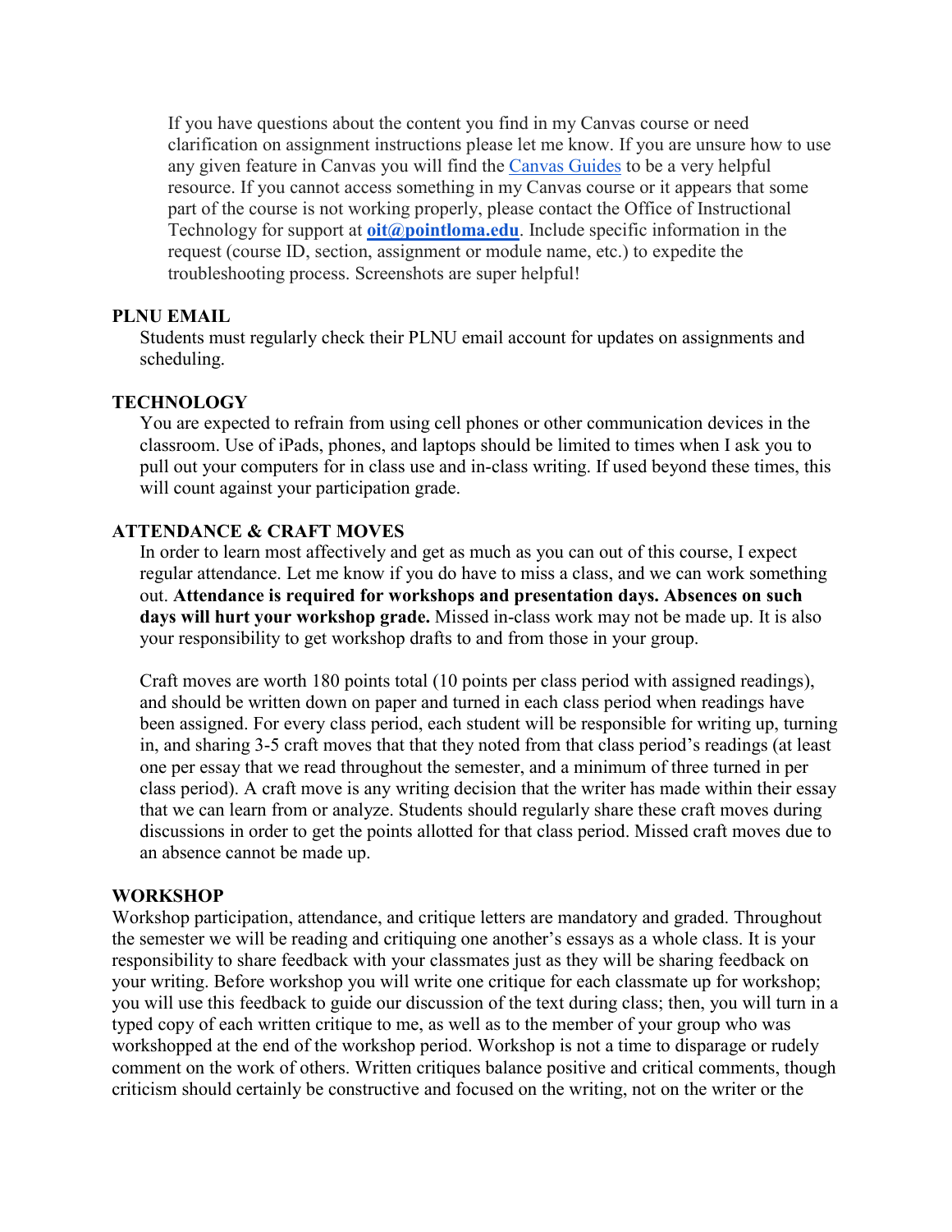If you have questions about the content you find in my Canvas course or need clarification on assignment instructions please let me know. If you are unsure how to use any given feature in Canvas you will find the [Canvas Guides](#) to be a very helpful resource. If you cannot access something in my Canvas course or it appears that some part of the course is not working properly, please contact the Office of Instructional Technology for support at **oit@pointloma.edu**. Include specific information in the request (course ID, section, assignment or module name, etc.) to expedite the troubleshooting process. Screenshots are super helpful!

**PLNU EMAIL**

Students must regularly check their PLNU email account for updates on assignments and scheduling.

**TECHNOLOGY**

You are expected to refrain from using cell phones or other communication devices in the classroom. Use of iPads, phones, and laptops should be limited to times when I ask you to pull out your computers for in class use and in-class writing. If used beyond these times, this will count against your participation grade.

**ATTENDANCE & CRAFT MOVES**

In order to learn most affectively and get as much as you can out of this course, I expect regular attendance. Let me know if you do have to miss a class, and we can work something out. **Attendance is required for workshops and presentation days. Absences on such days will hurt your workshop grade.** Missed in-class work may not be made up. It is also your responsibility to get workshop drafts to and from those in your group.

Craft moves are worth 180 points total (10 points per class period with assigned readings), and should be written down on paper and turned in each class period when readings have been assigned. For every class period, each student will be responsible for writing up, turning in, and sharing 3-5 craft moves that that they noted from that class period's readings (at least one per essay that we read throughout the semester, and a minimum of three turned in per class period). A craft move is any writing decision that the writer has made within their essay that we can learn from or analyze. Students should regularly share these craft moves during discussions in order to get the points allotted for that class period. Missed craft moves due to an absence cannot be made up.

**WORKSHOP**

Workshop participation, attendance, and critique letters are mandatory and graded. Throughout the semester we will be reading and critiquing one another's essays as a whole class. It is your responsibility to share feedback with your classmates just as they will be sharing feedback on your writing. Before workshop you will write one critique for each classmate up for workshop; you will use this feedback to guide our discussion of the text during class; then, you will turn in a typed copy of each written critique to me, as well as to the member of your group who was workshopped at the end of the workshop period. Workshop is not a time to disparage or rudely comment on the work of others. Written critiques balance positive and critical comments, though criticism should certainly be constructive and focused on the writing, not on the writer or the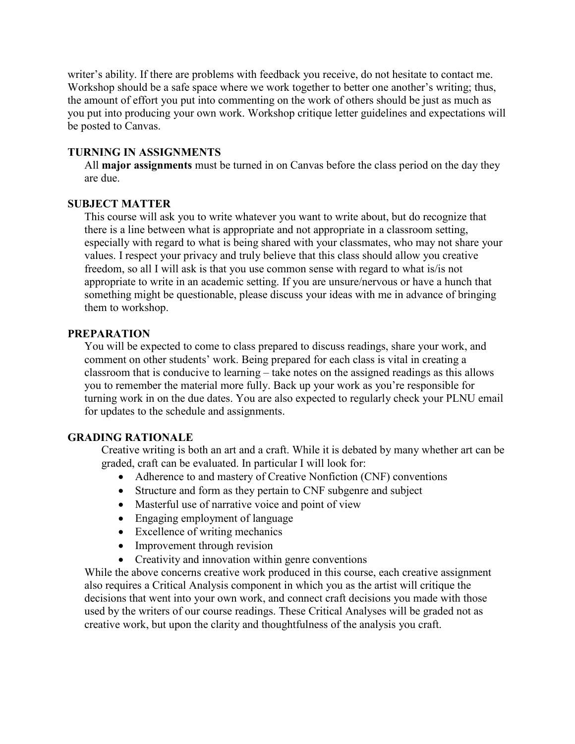writer's ability. If there are problems with feedback you receive, do not hesitate to contact me. Workshop should be a safe space where we work together to better one another's writing; thus, the amount of effort you put into commenting on the work of others should be just as much as you put into producing your own work. Workshop critique letter guidelines and expectations will be posted to Canvas.

**TURNING IN ASSIGNMENTS**

All **major assignments** must be turned in on Canvas before the class period on the day they are due.

**SUBJECT MATTER**

This course will ask you to write whatever you want to write about, but do recognize that there is a line between what is appropriate and not appropriate in a classroom setting, especially with regard to what is being shared with your classmates, who may not share your values. I respect your privacy and truly believe that this class should allow you creative freedom, so all I will ask is that you use common sense with regard to what is/is not appropriate to write in an academic setting. If you are unsure/nervous or have a hunch that something might be questionable, please discuss your ideas with me in advance of bringing them to workshop.

**PREPARATION**

You will be expected to come to class prepared to discuss readings, share your work, and comment on other students' work. Being prepared for each class is vital in creating a classroom that is conducive to learning – take notes on the assigned readings as this allows you to remember the material more fully. Back up your work as you're responsible for turning work in on the due dates. You are also expected to regularly check your PLNU email for updates to the schedule and assignments.

**GRADING RATIONALE**

Creative writing is both an art and a craft. While it is debated by many whether art can be graded, craft can be evaluated. In particular I will look for:

- Adherence to and mastery of Creative Nonfiction (CNF) conventions
- Structure and form as they pertain to CNF subgenre and subject
- Masterful use of narrative voice and point of view
- Engaging employment of language
- Excellence of writing mechanics
- Improvement through revision
- Creativity and innovation within genre conventions

While the above concerns creative work produced in this course, each creative assignment also requires a Critical Analysis component in which you as the artist will critique the decisions that went into your own work, and connect craft decisions you made with those used by the writers of our course readings. These Critical Analyses will be graded not as creative work, but upon the clarity and thoughtfulness of the analysis you craft.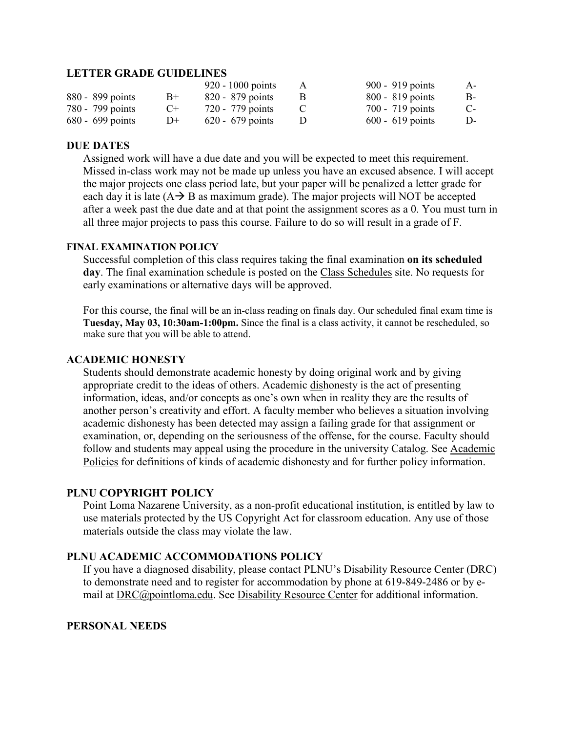## LETTER GRADE GUIDELINES

| | | | | | |
|---|---|---|---|---|---|
| | | 920 - 1000 points | A | 900 - 919 points | A- |
| 880 - 899 points | B+ | 820 - 879 points | B | 800 - 819 points | B- |
| 780 - 799 points | C+ | 720 - 779 points | C | 700 - 719 points | C- |
| 680 - 699 points | D+ | 620 - 679 points | D | 600 - 619 points | D- |

## DUE DATES

Assigned work will have a due date and you will be expected to meet this requirement. Missed in-class work may not be made up unless you have an excused absence. I will accept the major projects one class period late, but your paper will be penalized a letter grade for each day it is late (A→ B as maximum grade). The major projects will NOT be accepted after a week past the due date and at that point the assignment scores as a 0. You must turn in all three major projects to pass this course. Failure to do so will result in a grade of F.

### FINAL EXAMINATION POLICY

Successful completion of this class requires taking the final examination **on its scheduled day**. The final examination schedule is posted on the Class Schedules site. No requests for early examinations or alternative days will be approved.

For this course, the final will be an in-class reading on finals day. Our scheduled final exam time is **Tuesday, May 03, 10:30am-1:00pm.** Since the final is a class activity, it cannot be rescheduled, so make sure that you will be able to attend.

## ACADEMIC HONESTY

Students should demonstrate academic honesty by doing original work and by giving appropriate credit to the ideas of others. Academic dishonesty is the act of presenting information, ideas, and/or concepts as one's own when in reality they are the results of another person's creativity and effort. A faculty member who believes a situation involving academic dishonesty has been detected may assign a failing grade for that assignment or examination, or, depending on the seriousness of the offense, for the course. Faculty should follow and students may appeal using the procedure in the university Catalog. See Academic Policies for definitions of kinds of academic dishonesty and for further policy information.

## PLNU COPYRIGHT POLICY

Point Loma Nazarene University, as a non-profit educational institution, is entitled by law to use materials protected by the US Copyright Act for classroom education. Any use of those materials outside the class may violate the law.

## PLNU ACADEMIC ACCOMMODATIONS POLICY

If you have a diagnosed disability, please contact PLNU's Disability Resource Center (DRC) to demonstrate need and to register for accommodation by phone at 619-849-2486 or by e-mail at DRC@pointloma.edu. See Disability Resource Center for additional information.

## PERSONAL NEEDS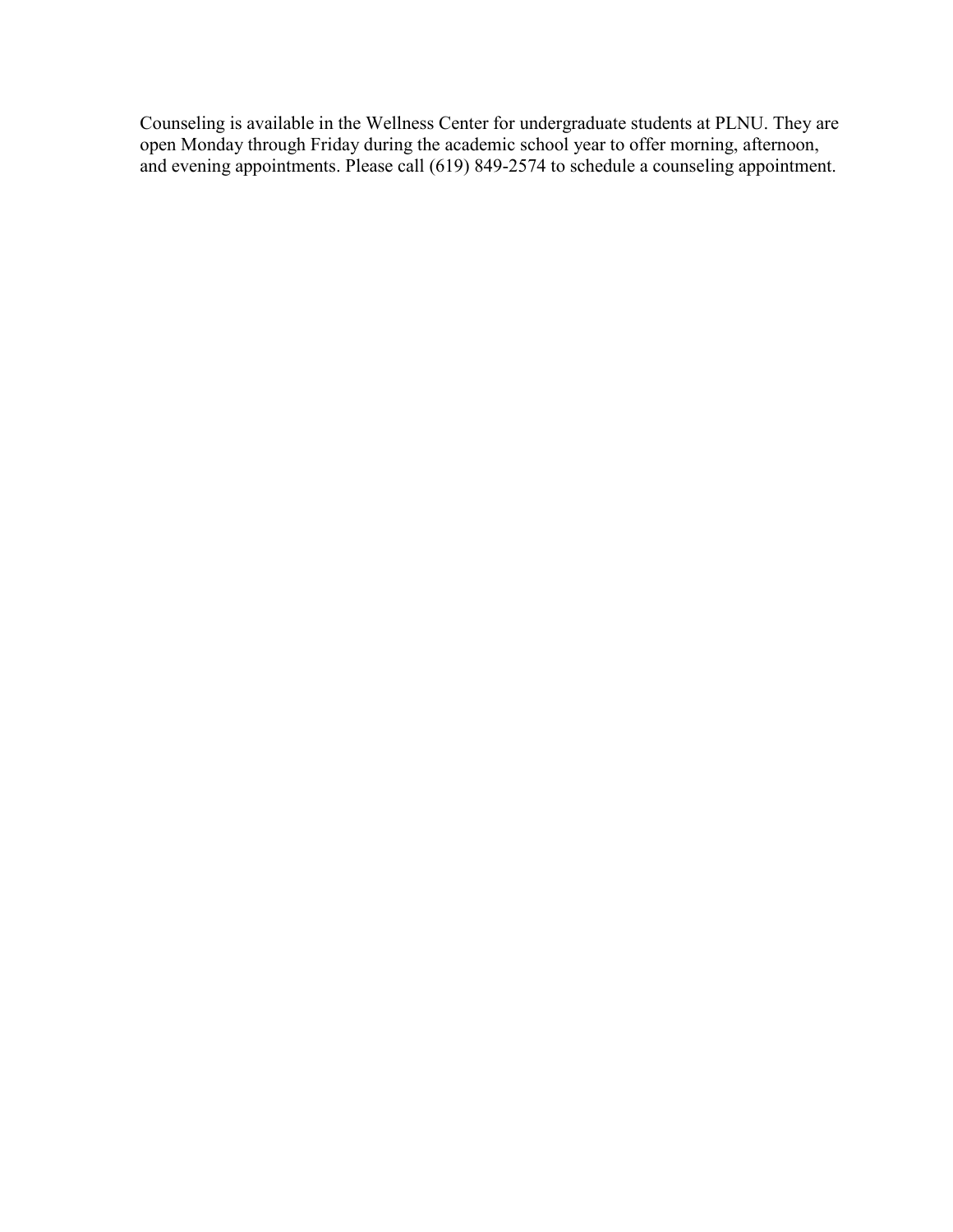Counseling is available in the Wellness Center for undergraduate students at PLNU. They are open Monday through Friday during the academic school year to offer morning, afternoon, and evening appointments. Please call (619) 849-2574 to schedule a counseling appointment.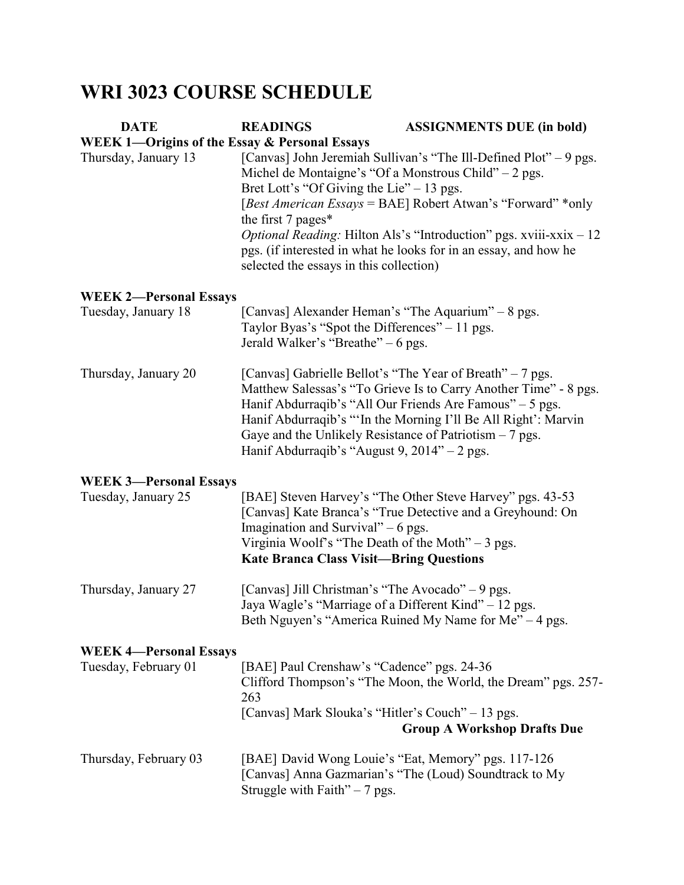# WRI 3023 COURSE SCHEDULE

| DATE | READINGS | ASSIGNMENTS DUE (in bold) |
|---|---|---|
| **WEEK 1—Origins of the Essay & Personal Essays** | | |
| Thursday, January 13 | [Canvas] John Jeremiah Sullivan's "The Ill-Defined Plot" – 9 pgs.<br>Michel de Montaigne's "Of a Monstrous Child" – 2 pgs.<br>Bret Lott's "Of Giving the Lie" – 13 pgs.<br>[*Best American Essays* = BAE] Robert Atwan's "Forward" *only the first 7 pages*<br>*Optional Reading:* Hilton Als's "Introduction" pgs. xviii-xxix – 12 pgs. (if interested in what he looks for in an essay, and how he selected the essays in this collection) | |
| **WEEK 2—Personal Essays** | | |
| Tuesday, January 18 | [Canvas] Alexander Heman's "The Aquarium" – 8 pgs.<br>Taylor Byas's "Spot the Differences" – 11 pgs.<br>Jerald Walker's "Breathe" – 6 pgs. | |
| Thursday, January 20 | [Canvas] Gabrielle Bellot's "The Year of Breath" – 7 pgs.<br>Matthew Salessas's "To Grieve Is to Carry Another Time" - 8 pgs.<br>Hanif Abdurraqib's "All Our Friends Are Famous" – 5 pgs.<br>Hanif Abdurraqib's "'In the Morning I'll Be All Right': Marvin Gaye and the Unlikely Resistance of Patriotism – 7 pgs.<br>Hanif Abdurraqib's "August 9, 2014" – 2 pgs. | |
| **WEEK 3—Personal Essays** | | |
| Tuesday, January 25 | [BAE] Steven Harvey's "The Other Steve Harvey" pgs. 43-53<br>[Canvas] Kate Branca's "True Detective and a Greyhound: On Imagination and Survival" – 6 pgs.<br>Virginia Woolf's "The Death of the Moth" – 3 pgs. | **Kate Branca Class Visit—Bring Questions** |
| Thursday, January 27 | [Canvas] Jill Christman's "The Avocado" – 9 pgs.<br>Jaya Wagle's "Marriage of a Different Kind" – 12 pgs.<br>Beth Nguyen's "America Ruined My Name for Me" – 4 pgs. | |
| **WEEK 4—Personal Essays** | | |
| Tuesday, February 01 | [BAE] Paul Crenshaw's "Cadence" pgs. 24-36<br>Clifford Thompson's "The Moon, the World, the Dream" pgs. 257-263<br>[Canvas] Mark Slouka's "Hitler's Couch" – 13 pgs. | **Group A Workshop Drafts Due** |
| Thursday, February 03 | [BAE] David Wong Louie's "Eat, Memory" pgs. 117-126<br>[Canvas] Anna Gazmarian's "The (Loud) Soundtrack to My Struggle with Faith" – 7 pgs. | |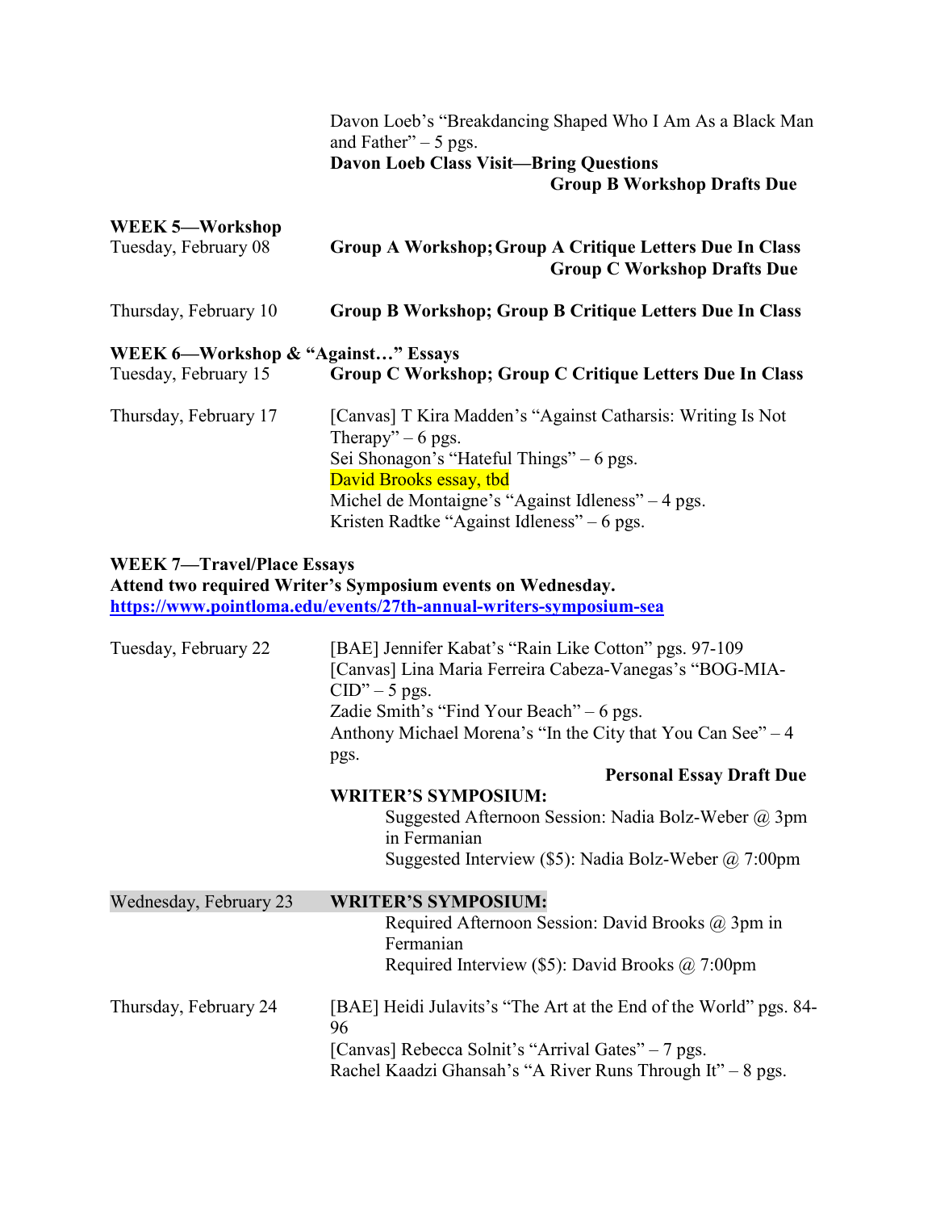Davon Loeb's "Breakdancing Shaped Who I Am As a Black Man and Father" – 5 pgs.
**Davon Loeb Class Visit—Bring Questions**
**Group B Workshop Drafts Due**

**WEEK 5—Workshop**

Tuesday, February 08 — **Group A Workshop; Group A Critique Letters Due In Class**
**Group C Workshop Drafts Due**

Thursday, February 10 — **Group B Workshop; Group B Critique Letters Due In Class**

**WEEK 6—Workshop & "Against…" Essays**

Tuesday, February 15 — **Group C Workshop; Group C Critique Letters Due In Class**

Thursday, February 17 — [Canvas] T Kira Madden's "Against Catharsis: Writing Is Not Therapy" – 6 pgs.
Sei Shonagon's "Hateful Things" – 6 pgs.
David Brooks essay, tbd
Michel de Montaigne's "Against Idleness" – 4 pgs.
Kristen Radtke "Against Idleness" – 6 pgs.

**WEEK 7—Travel/Place Essays**
**Attend two required Writer's Symposium events on Wednesday.**
**https://www.pointloma.edu/events/27th-annual-writers-symposium-sea**

Tuesday, February 22 — [BAE] Jennifer Kabat's "Rain Like Cotton" pgs. 97-109
[Canvas] Lina Maria Ferreira Cabeza-Vanegas's "BOG-MIA-CID" – 5 pgs.
Zadie Smith's "Find Your Beach" – 6 pgs.
Anthony Michael Morena's "In the City that You Can See" – 4 pgs.
**Personal Essay Draft Due**
**WRITER'S SYMPOSIUM:**
Suggested Afternoon Session: Nadia Bolz-Weber @ 3pm in Fermanian
Suggested Interview ($5): Nadia Bolz-Weber @ 7:00pm

Wednesday, February 23 — **WRITER'S SYMPOSIUM:**
Required Afternoon Session: David Brooks @ 3pm in Fermanian
Required Interview ($5): David Brooks @ 7:00pm

Thursday, February 24 — [BAE] Heidi Julavits's "The Art at the End of the World" pgs. 84-96
[Canvas] Rebecca Solnit's "Arrival Gates" – 7 pgs.
Rachel Kaadzi Ghansah's "A River Runs Through It" – 8 pgs.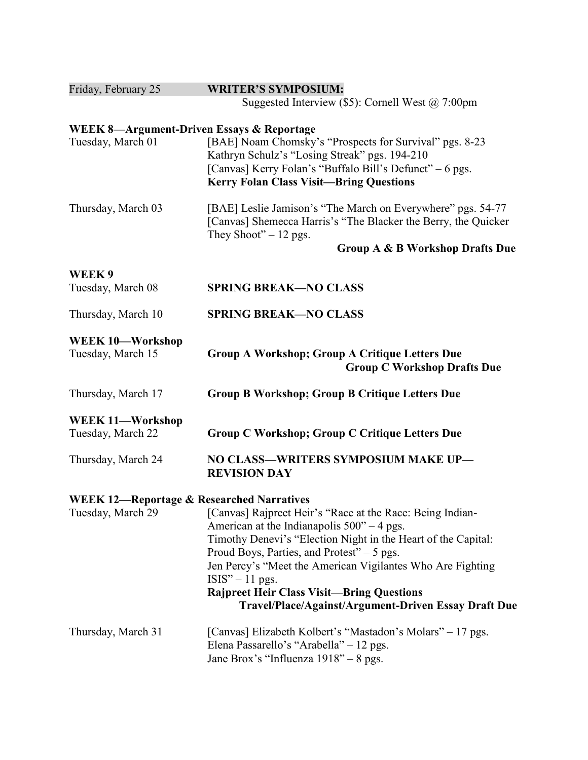Friday, February 25 — **WRITER'S SYMPOSIUM:**
Suggested Interview ($5): Cornell West @ 7:00pm

**WEEK 8—Argument-Driven Essays & Reportage**

Tuesday, March 01
[BAE] Noam Chomsky's "Prospects for Survival" pgs. 8-23
Kathryn Schulz's "Losing Streak" pgs. 194-210
[Canvas] Kerry Folan's "Buffalo Bill's Defunct" – 6 pgs.
**Kerry Folan Class Visit—Bring Questions**

Thursday, March 03
[BAE] Leslie Jamison's "The March on Everywhere" pgs. 54-77
[Canvas] Shemecca Harris's "The Blacker the Berry, the Quicker They Shoot" – 12 pgs.
**Group A & B Workshop Drafts Due**

**WEEK 9**

Tuesday, March 08 — **SPRING BREAK—NO CLASS**

Thursday, March 10 — **SPRING BREAK—NO CLASS**

**WEEK 10—Workshop**

Tuesday, March 15 — **Group A Workshop; Group A Critique Letters Due**
**Group C Workshop Drafts Due**

Thursday, March 17 — **Group B Workshop; Group B Critique Letters Due**

**WEEK 11—Workshop**

Tuesday, March 22 — **Group C Workshop; Group C Critique Letters Due**

Thursday, March 24 — **NO CLASS—WRITERS SYMPOSIUM MAKE UP—REVISION DAY**

**WEEK 12—Reportage & Researched Narratives**

Tuesday, March 29
[Canvas] Rajpreet Heir's "Race at the Race: Being Indian-American at the Indianapolis 500" – 4 pgs.
Timothy Denevi's "Election Night in the Heart of the Capital: Proud Boys, Parties, and Protest" – 5 pgs.
Jen Percy's "Meet the American Vigilantes Who Are Fighting ISIS" – 11 pgs.
**Rajpreet Heir Class Visit—Bring Questions**
**Travel/Place/Against/Argument-Driven Essay Draft Due**

Thursday, March 31
[Canvas] Elizabeth Kolbert's "Mastadon's Molars" – 17 pgs.
Elena Passarello's "Arabella" – 12 pgs.
Jane Brox's "Influenza 1918" – 8 pgs.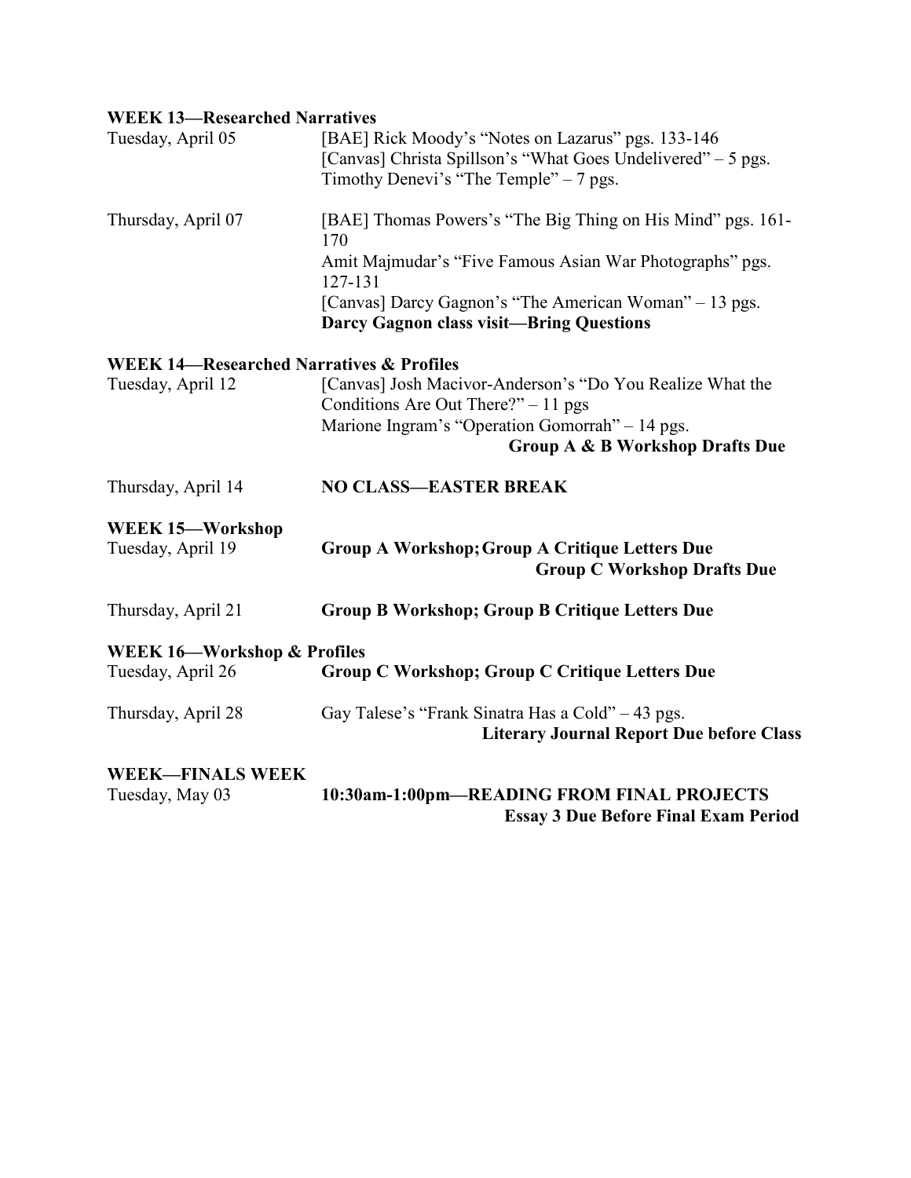**WEEK 13—Researched Narratives**

Tuesday, April 05
[BAE] Rick Moody's "Notes on Lazarus" pgs. 133-146
[Canvas] Christa Spillson's "What Goes Undelivered" – 5 pgs.
Timothy Denevi's "The Temple" – 7 pgs.

Thursday, April 07
[BAE] Thomas Powers's "The Big Thing on His Mind" pgs. 161-170
Amit Majmudar's "Five Famous Asian War Photographs" pgs. 127-131
[Canvas] Darcy Gagnon's "The American Woman" – 13 pgs.
**Darcy Gagnon class visit—Bring Questions**

**WEEK 14—Researched Narratives & Profiles**

Tuesday, April 12
[Canvas] Josh Macivor-Anderson's "Do You Realize What the Conditions Are Out There?" – 11 pgs
Marione Ingram's "Operation Gomorrah" – 14 pgs.
**Group A & B Workshop Drafts Due**

Thursday, April 14
**NO CLASS—EASTER BREAK**

**WEEK 15—Workshop**

Tuesday, April 19
**Group A Workshop; Group A Critique Letters Due**
**Group C Workshop Drafts Due**

Thursday, April 21
**Group B Workshop; Group B Critique Letters Due**

**WEEK 16—Workshop & Profiles**

Tuesday, April 26
**Group C Workshop; Group C Critique Letters Due**

Thursday, April 28
Gay Talese's "Frank Sinatra Has a Cold" – 43 pgs.
**Literary Journal Report Due before Class**

**WEEK—FINALS WEEK**

Tuesday, May 03
**10:30am-1:00pm—READING FROM FINAL PROJECTS**
**Essay 3 Due Before Final Exam Period**